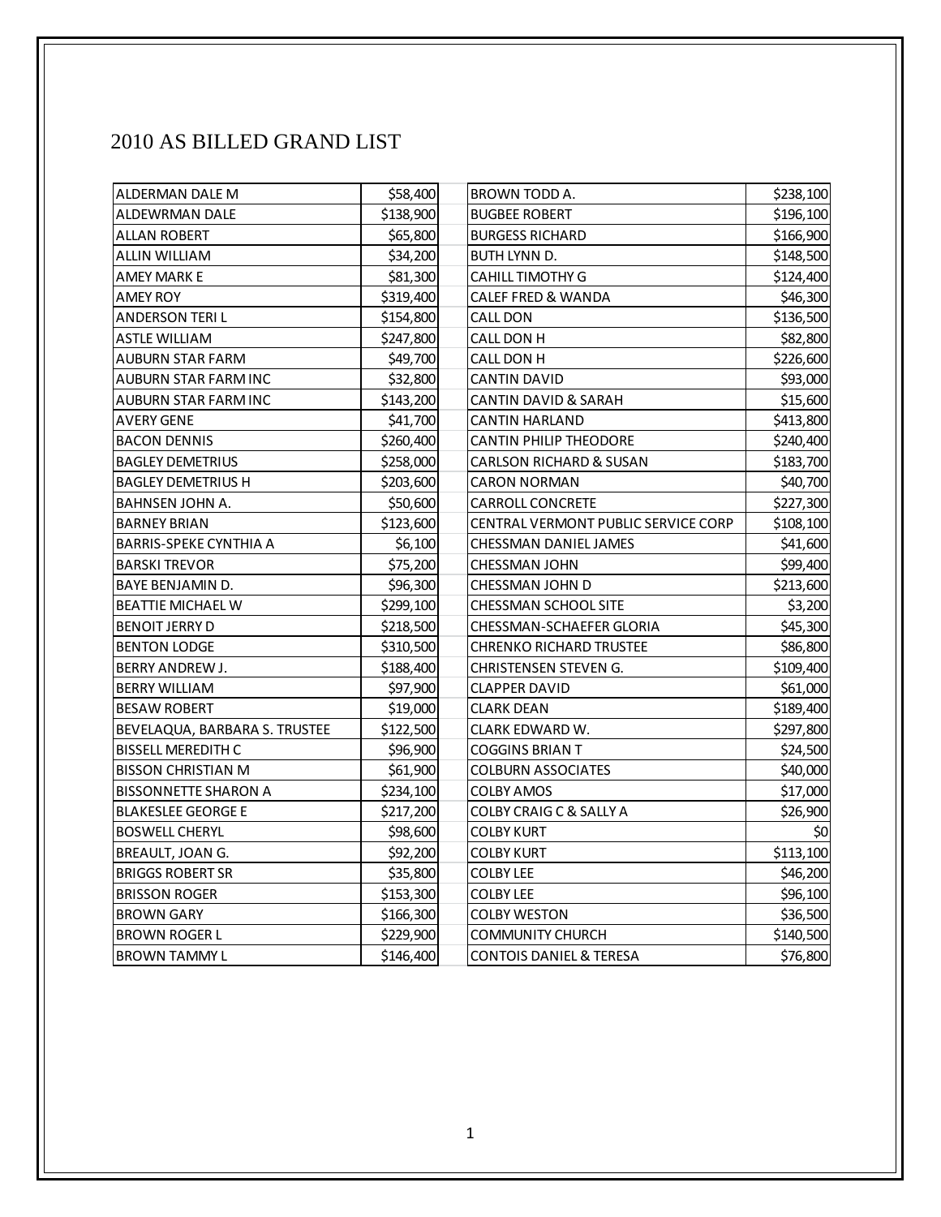# 2010 AS BILLED GRAND LIST

| Name | Value |
|---|---|
| ALDERMAN DALE M | $58,400 |
| ALDEWRMAN DALE | $138,900 |
| ALLAN ROBERT | $65,800 |
| ALLIN WILLIAM | $34,200 |
| AMEY MARK E | $81,300 |
| AMEY ROY | $319,400 |
| ANDERSON TERI L | $154,800 |
| ASTLE WILLIAM | $247,800 |
| AUBURN STAR FARM | $49,700 |
| AUBURN STAR FARM INC | $32,800 |
| AUBURN STAR FARM INC | $143,200 |
| AVERY GENE | $41,700 |
| BACON DENNIS | $260,400 |
| BAGLEY DEMETRIUS | $258,000 |
| BAGLEY DEMETRIUS H | $203,600 |
| BAHNSEN JOHN A. | $50,600 |
| BARNEY BRIAN | $123,600 |
| BARRIS-SPEKE CYNTHIA A | $6,100 |
| BARSKI TREVOR | $75,200 |
| BAYE BENJAMIN D. | $96,300 |
| BEATTIE MICHAEL W | $299,100 |
| BENOIT JERRY D | $218,500 |
| BENTON LODGE | $310,500 |
| BERRY ANDREW J. | $188,400 |
| BERRY WILLIAM | $97,900 |
| BESAW ROBERT | $19,000 |
| BEVELAQUA, BARBARA S. TRUSTEE | $122,500 |
| BISSELL MEREDITH C | $96,900 |
| BISSON CHRISTIAN M | $61,900 |
| BISSONNETTE SHARON A | $234,100 |
| BLAKESLEE GEORGE E | $217,200 |
| BOSWELL CHERYL | $98,600 |
| BREAULT, JOAN G. | $92,200 |
| BRIGGS ROBERT SR | $35,800 |
| BRISSON ROGER | $153,300 |
| BROWN GARY | $166,300 |
| BROWN ROGER L | $229,900 |
| BROWN TAMMY L | $146,400 |
| BROWN TODD A. | $238,100 |
| BUGBEE ROBERT | $196,100 |
| BURGESS RICHARD | $166,900 |
| BUTH LYNN D. | $148,500 |
| CAHILL TIMOTHY G | $124,400 |
| CALEF FRED & WANDA | $46,300 |
| CALL DON | $136,500 |
| CALL DON H | $82,800 |
| CALL DON H | $226,600 |
| CANTIN DAVID | $93,000 |
| CANTIN DAVID & SARAH | $15,600 |
| CANTIN HARLAND | $413,800 |
| CANTIN PHILIP THEODORE | $240,400 |
| CARLSON RICHARD & SUSAN | $183,700 |
| CARON NORMAN | $40,700 |
| CARROLL CONCRETE | $227,300 |
| CENTRAL VERMONT PUBLIC SERVICE CORP | $108,100 |
| CHESSMAN DANIEL JAMES | $41,600 |
| CHESSMAN JOHN | $99,400 |
| CHESSMAN JOHN D | $213,600 |
| CHESSMAN SCHOOL SITE | $3,200 |
| CHESSMAN-SCHAEFER GLORIA | $45,300 |
| CHRENKO RICHARD TRUSTEE | $86,800 |
| CHRISTENSEN STEVEN G. | $109,400 |
| CLAPPER DAVID | $61,000 |
| CLARK DEAN | $189,400 |
| CLARK EDWARD W. | $297,800 |
| COGGINS BRIAN T | $24,500 |
| COLBURN ASSOCIATES | $40,000 |
| COLBY AMOS | $17,000 |
| COLBY CRAIG C & SALLY A | $26,900 |
| COLBY KURT | $0 |
| COLBY KURT | $113,100 |
| COLBY LEE | $46,200 |
| COLBY LEE | $96,100 |
| COLBY WESTON | $36,500 |
| COMMUNITY CHURCH | $140,500 |
| CONTOIS DANIEL & TERESA | $76,800 |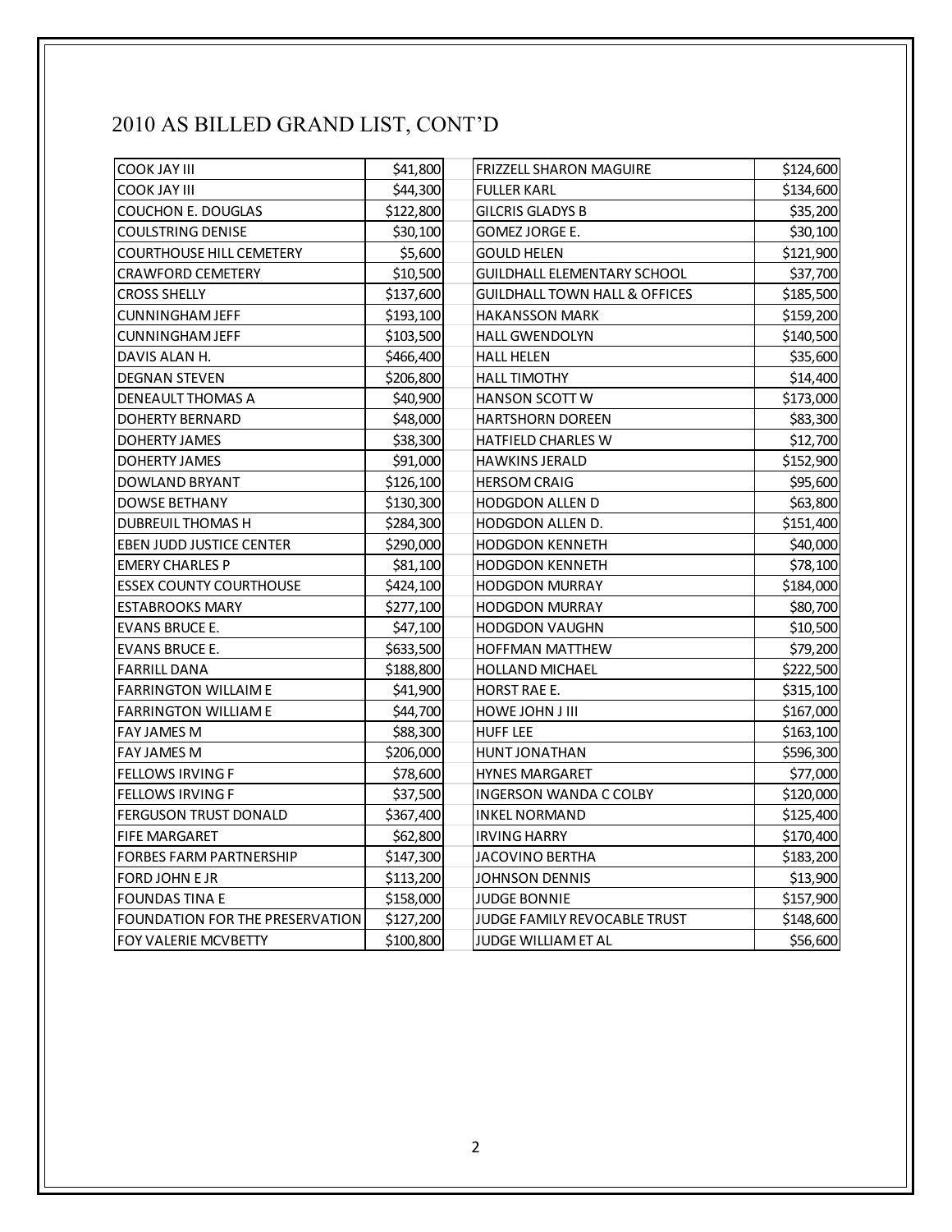## 2010 AS BILLED GRAND LIST, CONT'D

| | |
|---|---|
| COOK JAY III | $41,800 |
| COOK JAY III | $44,300 |
| COUCHON E. DOUGLAS | $122,800 |
| COULSTRING DENISE | $30,100 |
| COURTHOUSE HILL CEMETERY | $5,600 |
| CRAWFORD CEMETERY | $10,500 |
| CROSS SHELLY | $137,600 |
| CUNNINGHAM JEFF | $193,100 |
| CUNNINGHAM JEFF | $103,500 |
| DAVIS ALAN H. | $466,400 |
| DEGNAN STEVEN | $206,800 |
| DENEAULT THOMAS A | $40,900 |
| DOHERTY BERNARD | $48,000 |
| DOHERTY JAMES | $38,300 |
| DOHERTY JAMES | $91,000 |
| DOWLAND BRYANT | $126,100 |
| DOWSE BETHANY | $130,300 |
| DUBREUIL THOMAS H | $284,300 |
| EBEN JUDD JUSTICE CENTER | $290,000 |
| EMERY CHARLES P | $81,100 |
| ESSEX COUNTY COURTHOUSE | $424,100 |
| ESTABROOKS MARY | $277,100 |
| EVANS BRUCE E. | $47,100 |
| EVANS BRUCE E. | $633,500 |
| FARRILL DANA | $188,800 |
| FARRINGTON WILLAIM E | $41,900 |
| FARRINGTON WILLIAM E | $44,700 |
| FAY JAMES M | $88,300 |
| FAY JAMES M | $206,000 |
| FELLOWS IRVING F | $78,600 |
| FELLOWS IRVING F | $37,500 |
| FERGUSON TRUST DONALD | $367,400 |
| FIFE MARGARET | $62,800 |
| FORBES FARM PARTNERSHIP | $147,300 |
| FORD JOHN E JR | $113,200 |
| FOUNDAS TINA E | $158,000 |
| FOUNDATION FOR THE PRESERVATION | $127,200 |
| FOY VALERIE MCVBETTY | $100,800 |
| FRIZZELL SHARON MAGUIRE | $124,600 |
| FULLER KARL | $134,600 |
| GILCRIS GLADYS B | $35,200 |
| GOMEZ JORGE E. | $30,100 |
| GOULD HELEN | $121,900 |
| GUILDHALL ELEMENTARY SCHOOL | $37,700 |
| GUILDHALL TOWN HALL & OFFICES | $185,500 |
| HAKANSSON MARK | $159,200 |
| HALL GWENDOLYN | $140,500 |
| HALL HELEN | $35,600 |
| HALL TIMOTHY | $14,400 |
| HANSON SCOTT W | $173,000 |
| HARTSHORN DOREEN | $83,300 |
| HATFIELD CHARLES W | $12,700 |
| HAWKINS JERALD | $152,900 |
| HERSOM CRAIG | $95,600 |
| HODGDON ALLEN D | $63,800 |
| HODGDON ALLEN D. | $151,400 |
| HODGDON KENNETH | $40,000 |
| HODGDON KENNETH | $78,100 |
| HODGDON MURRAY | $184,000 |
| HODGDON MURRAY | $80,700 |
| HODGDON VAUGHN | $10,500 |
| HOFFMAN MATTHEW | $79,200 |
| HOLLAND MICHAEL | $222,500 |
| HORST RAE E. | $315,100 |
| HOWE JOHN J III | $167,000 |
| HUFF LEE | $163,100 |
| HUNT JONATHAN | $596,300 |
| HYNES MARGARET | $77,000 |
| INGERSON WANDA C COLBY | $120,000 |
| INKEL NORMAND | $125,400 |
| IRVING HARRY | $170,400 |
| JACOVINO BERTHA | $183,200 |
| JOHNSON DENNIS | $13,900 |
| JUDGE BONNIE | $157,900 |
| JUDGE FAMILY REVOCABLE TRUST | $148,600 |
| JUDGE WILLIAM ET AL | $56,600 |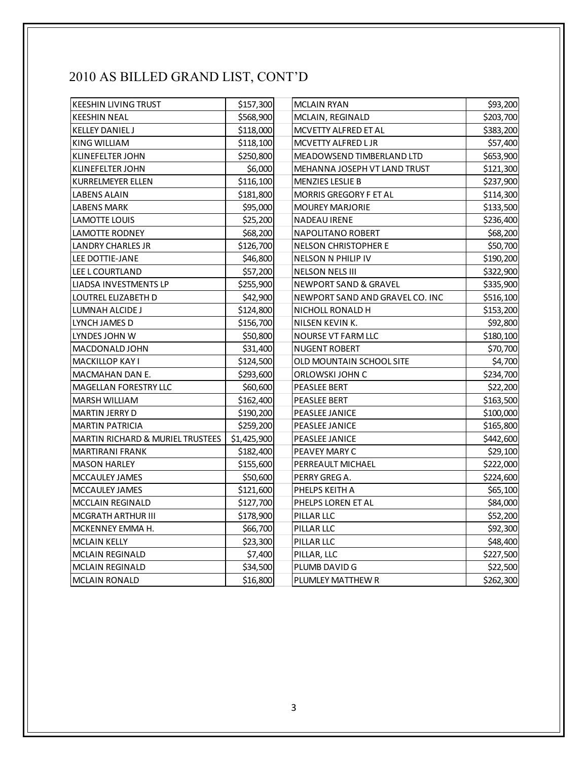## 2010 AS BILLED GRAND LIST, CONT'D

| Name | Amount |
|---|---|
| KEESHIN LIVING TRUST | $157,300 |
| KEESHIN NEAL | $568,900 |
| KELLEY DANIEL J | $118,000 |
| KING WILLIAM | $118,100 |
| KLINEFELTER JOHN | $250,800 |
| KLINEFELTER JOHN | $6,000 |
| KURRELMEYER ELLEN | $116,100 |
| LABENS ALAIN | $181,800 |
| LABENS MARK | $95,000 |
| LAMOTTE LOUIS | $25,200 |
| LAMOTTE RODNEY | $68,200 |
| LANDRY CHARLES JR | $126,700 |
| LEE DOTTIE-JANE | $46,800 |
| LEE L COURTLAND | $57,200 |
| LIADSA INVESTMENTS LP | $255,900 |
| LOUTREL ELIZABETH D | $42,900 |
| LUMNAH ALCIDE J | $124,800 |
| LYNCH JAMES D | $156,700 |
| LYNDES JOHN W | $50,800 |
| MACDONALD JOHN | $31,400 |
| MACKILLOP KAY I | $124,500 |
| MACMAHAN DAN E. | $293,600 |
| MAGELLAN FORESTRY LLC | $60,600 |
| MARSH WILLIAM | $162,400 |
| MARTIN JERRY D | $190,200 |
| MARTIN PATRICIA | $259,200 |
| MARTIN RICHARD & MURIEL TRUSTEES | $1,425,900 |
| MARTIRANI FRANK | $182,400 |
| MASON HARLEY | $155,600 |
| MCCAULEY JAMES | $50,600 |
| MCCAULEY JAMES | $121,600 |
| MCCLAIN REGINALD | $127,700 |
| MCGRATH ARTHUR III | $178,900 |
| MCKENNEY EMMA H. | $66,700 |
| MCLAIN KELLY | $23,300 |
| MCLAIN REGINALD | $7,400 |
| MCLAIN REGINALD | $34,500 |
| MCLAIN RONALD | $16,800 |
| MCLAIN RYAN | $93,200 |
| MCLAIN, REGINALD | $203,700 |
| MCVETTY ALFRED ET AL | $383,200 |
| MCVETTY ALFRED L JR | $57,400 |
| MEADOWSEND TIMBERLAND LTD | $653,900 |
| MEHANNA JOSEPH VT LAND TRUST | $121,300 |
| MENZIES LESLIE B | $237,900 |
| MORRIS GREGORY F ET AL | $114,300 |
| MOUREY MARJORIE | $133,500 |
| NADEAU IRENE | $236,400 |
| NAPOLITANO ROBERT | $68,200 |
| NELSON CHRISTOPHER E | $50,700 |
| NELSON N PHILIP IV | $190,200 |
| NELSON NELS III | $322,900 |
| NEWPORT SAND & GRAVEL | $335,900 |
| NEWPORT SAND AND GRAVEL CO. INC | $516,100 |
| NICHOLL RONALD H | $153,200 |
| NILSEN KEVIN K. | $92,800 |
| NOURSE VT FARM LLC | $180,100 |
| NUGENT ROBERT | $70,700 |
| OLD MOUNTAIN SCHOOL SITE | $4,700 |
| ORLOWSKI JOHN C | $234,700 |
| PEASLEE BERT | $22,200 |
| PEASLEE BERT | $163,500 |
| PEASLEE JANICE | $100,000 |
| PEASLEE JANICE | $165,800 |
| PEASLEE JANICE | $442,600 |
| PEAVEY MARY C | $29,100 |
| PERREAULT MICHAEL | $222,000 |
| PERRY GREG A. | $224,600 |
| PHELPS KEITH A | $65,100 |
| PHELPS LOREN ET AL | $84,000 |
| PILLAR LLC | $52,200 |
| PILLAR LLC | $92,300 |
| PILLAR LLC | $48,400 |
| PILLAR, LLC | $227,500 |
| PLUMB DAVID G | $22,500 |
| PLUMLEY MATTHEW R | $262,300 |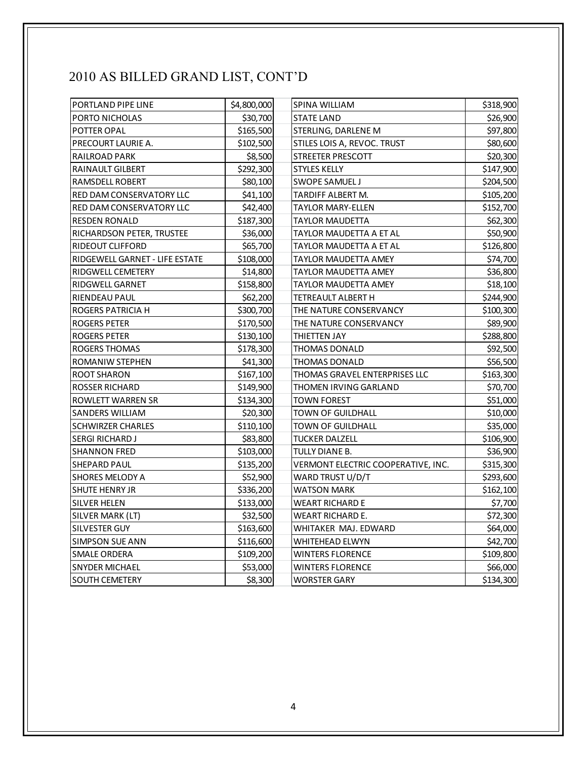## 2010 AS BILLED GRAND LIST, CONT'D

| | |
|---|---|
| PORTLAND PIPE LINE | $4,800,000 |
| PORTO NICHOLAS | $30,700 |
| POTTER OPAL | $165,500 |
| PRECOURT LAURIE A. | $102,500 |
| RAILROAD PARK | $8,500 |
| RAINAULT GILBERT | $292,300 |
| RAMSDELL ROBERT | $80,100 |
| RED DAM CONSERVATORY LLC | $41,100 |
| RED DAM CONSERVATORY LLC | $42,400 |
| RESDEN RONALD | $187,300 |
| RICHARDSON PETER, TRUSTEE | $36,000 |
| RIDEOUT CLIFFORD | $65,700 |
| RIDGEWELL GARNET - LIFE ESTATE | $108,000 |
| RIDGWELL CEMETERY | $14,800 |
| RIDGWELL GARNET | $158,800 |
| RIENDEAU PAUL | $62,200 |
| ROGERS PATRICIA H | $300,700 |
| ROGERS PETER | $170,500 |
| ROGERS PETER | $130,100 |
| ROGERS THOMAS | $178,300 |
| ROMANIW STEPHEN | $41,300 |
| ROOT SHARON | $167,100 |
| ROSSER RICHARD | $149,900 |
| ROWLETT WARREN SR | $134,300 |
| SANDERS WILLIAM | $20,300 |
| SCHWIRZER CHARLES | $110,100 |
| SERGI RICHARD J | $83,800 |
| SHANNON FRED | $103,000 |
| SHEPARD PAUL | $135,200 |
| SHORES MELODY A | $52,900 |
| SHUTE HENRY JR | $336,200 |
| SILVER HELEN | $133,000 |
| SILVER MARK (LT) | $32,500 |
| SILVESTER GUY | $163,600 |
| SIMPSON SUE ANN | $116,600 |
| SMALE ORDERA | $109,200 |
| SNYDER MICHAEL | $53,000 |
| SOUTH CEMETERY | $8,300 |
| SPINA WILLIAM | $318,900 |
| STATE LAND | $26,900 |
| STERLING, DARLENE M | $97,800 |
| STILES LOIS A, REVOC. TRUST | $80,600 |
| STREETER PRESCOTT | $20,300 |
| STYLES KELLY | $147,900 |
| SWOPE SAMUEL J | $204,500 |
| TARDIFF ALBERT M. | $105,200 |
| TAYLOR MARY-ELLEN | $152,700 |
| TAYLOR MAUDETTA | $62,300 |
| TAYLOR MAUDETTA A ET AL | $50,900 |
| TAYLOR MAUDETTA A ET AL | $126,800 |
| TAYLOR MAUDETTA AMEY | $74,700 |
| TAYLOR MAUDETTA AMEY | $36,800 |
| TAYLOR MAUDETTA AMEY | $18,100 |
| TETREAULT ALBERT H | $244,900 |
| THE NATURE CONSERVANCY | $100,300 |
| THE NATURE CONSERVANCY | $89,900 |
| THIETTEN JAY | $288,800 |
| THOMAS DONALD | $92,500 |
| THOMAS DONALD | $56,500 |
| THOMAS GRAVEL ENTERPRISES LLC | $163,300 |
| THOMEN IRVING GARLAND | $70,700 |
| TOWN FOREST | $51,000 |
| TOWN OF GUILDHALL | $10,000 |
| TOWN OF GUILDHALL | $35,000 |
| TUCKER DALZELL | $106,900 |
| TULLY DIANE B. | $36,900 |
| VERMONT ELECTRIC COOPERATIVE, INC. | $315,300 |
| WARD TRUST U/D/T | $293,600 |
| WATSON MARK | $162,100 |
| WEART RICHARD E | $7,700 |
| WEART RICHARD E. | $72,300 |
| WHITAKER MAJ. EDWARD | $64,000 |
| WHITEHEAD ELWYN | $42,700 |
| WINTERS FLORENCE | $109,800 |
| WINTERS FLORENCE | $66,000 |
| WORSTER GARY | $134,300 |